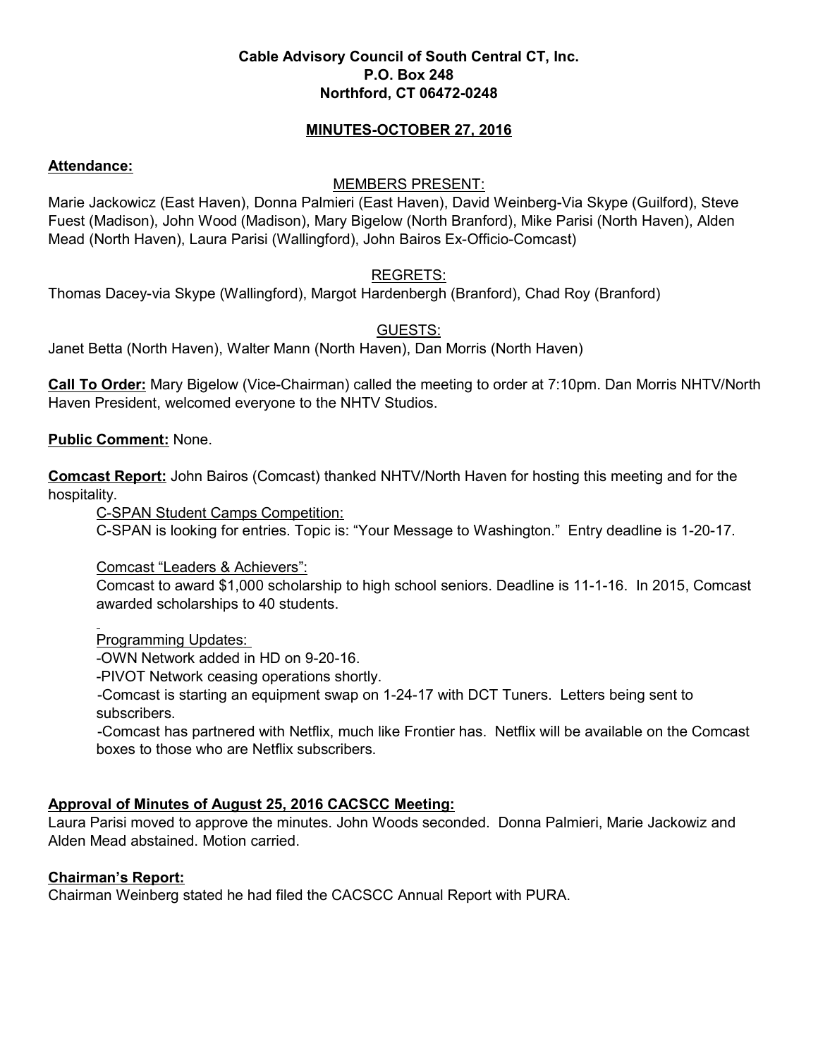**Cable Advisory Council of South Central CT, Inc.**
**P.O. Box 248**
**Northford, CT 06472-0248**

**MINUTES-OCTOBER 27, 2016**

**Attendance:**

MEMBERS PRESENT:

Marie Jackowicz (East Haven), Donna Palmieri (East Haven), David Weinberg-Via Skype (Guilford), Steve Fuest (Madison), John Wood (Madison), Mary Bigelow (North Branford), Mike Parisi (North Haven), Alden Mead (North Haven), Laura Parisi (Wallingford), John Bairos Ex-Officio-Comcast)

REGRETS:

Thomas Dacey-via Skype (Wallingford), Margot Hardenbergh (Branford), Chad Roy (Branford)

GUESTS:

Janet Betta (North Haven), Walter Mann (North Haven), Dan Morris (North Haven)

**Call To Order:** Mary Bigelow (Vice-Chairman) called the meeting to order at 7:10pm. Dan Morris NHTV/North Haven President, welcomed everyone to the NHTV Studios.

**Public Comment:** None.

**Comcast Report:** John Bairos (Comcast) thanked NHTV/North Haven for hosting this meeting and for the hospitality.

C-SPAN Student Camps Competition:
C-SPAN is looking for entries. Topic is: "Your Message to Washington." Entry deadline is 1-20-17.

Comcast "Leaders & Achievers":
Comcast to award $1,000 scholarship to high school seniors. Deadline is 11-1-16. In 2015, Comcast awarded scholarships to 40 students.

Programming Updates:
-OWN Network added in HD on 9-20-16.
-PIVOT Network ceasing operations shortly.
-Comcast is starting an equipment swap on 1-24-17 with DCT Tuners. Letters being sent to subscribers.
-Comcast has partnered with Netflix, much like Frontier has. Netflix will be available on the Comcast boxes to those who are Netflix subscribers.

**Approval of Minutes of August 25, 2016 CACSCC Meeting:**
Laura Parisi moved to approve the minutes. John Woods seconded. Donna Palmieri, Marie Jackowiz and Alden Mead abstained. Motion carried.

**Chairman's Report:**
Chairman Weinberg stated he had filed the CACSCC Annual Report with PURA.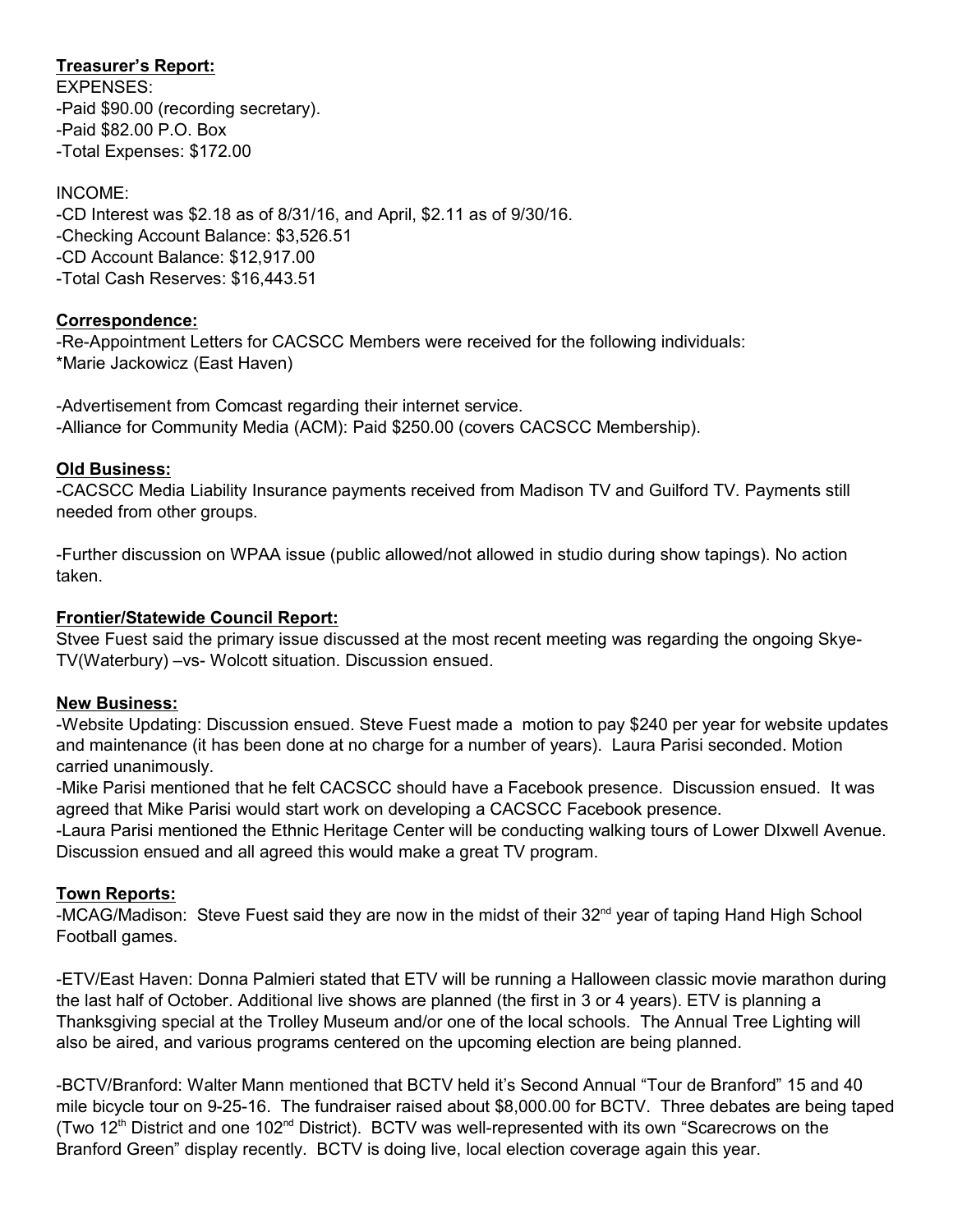**Treasurer's Report:**

EXPENSES:
-Paid $90.00 (recording secretary).
-Paid $82.00 P.O. Box
-Total Expenses: $172.00

INCOME:
-CD Interest was $2.18 as of 8/31/16, and April, $2.11 as of 9/30/16.
-Checking Account Balance: $3,526.51
-CD Account Balance: $12,917.00
-Total Cash Reserves: $16,443.51

**Correspondence:**

-Re-Appointment Letters for CACSCC Members were received for the following individuals:
*Marie Jackowicz (East Haven)

-Advertisement from Comcast regarding their internet service.
-Alliance for Community Media (ACM): Paid $250.00 (covers CACSCC Membership).

**Old Business:**

-CACSCC Media Liability Insurance payments received from Madison TV and Guilford TV. Payments still needed from other groups.

-Further discussion on WPAA issue (public allowed/not allowed in studio during show tapings). No action taken.

**Frontier/Statewide Council Report:**

Stvee Fuest said the primary issue discussed at the most recent meeting was regarding the ongoing Skye-TV(Waterbury) –vs- Wolcott situation. Discussion ensued.

**New Business:**

-Website Updating: Discussion ensued. Steve Fuest made a motion to pay $240 per year for website updates and maintenance (it has been done at no charge for a number of years). Laura Parisi seconded. Motion carried unanimously.
-Mike Parisi mentioned that he felt CACSCC should have a Facebook presence. Discussion ensued. It was agreed that Mike Parisi would start work on developing a CACSCC Facebook presence.
-Laura Parisi mentioned the Ethnic Heritage Center will be conducting walking tours of Lower DIxwell Avenue. Discussion ensued and all agreed this would make a great TV program.

**Town Reports:**

-MCAG/Madison: Steve Fuest said they are now in the midst of their 32nd year of taping Hand High School Football games.

-ETV/East Haven: Donna Palmieri stated that ETV will be running a Halloween classic movie marathon during the last half of October. Additional live shows are planned (the first in 3 or 4 years). ETV is planning a Thanksgiving special at the Trolley Museum and/or one of the local schools. The Annual Tree Lighting will also be aired, and various programs centered on the upcoming election are being planned.

-BCTV/Branford: Walter Mann mentioned that BCTV held it's Second Annual "Tour de Branford" 15 and 40 mile bicycle tour on 9-25-16. The fundraiser raised about $8,000.00 for BCTV. Three debates are being taped (Two 12th District and one 102nd District). BCTV was well-represented with its own "Scarecrows on the Branford Green" display recently. BCTV is doing live, local election coverage again this year.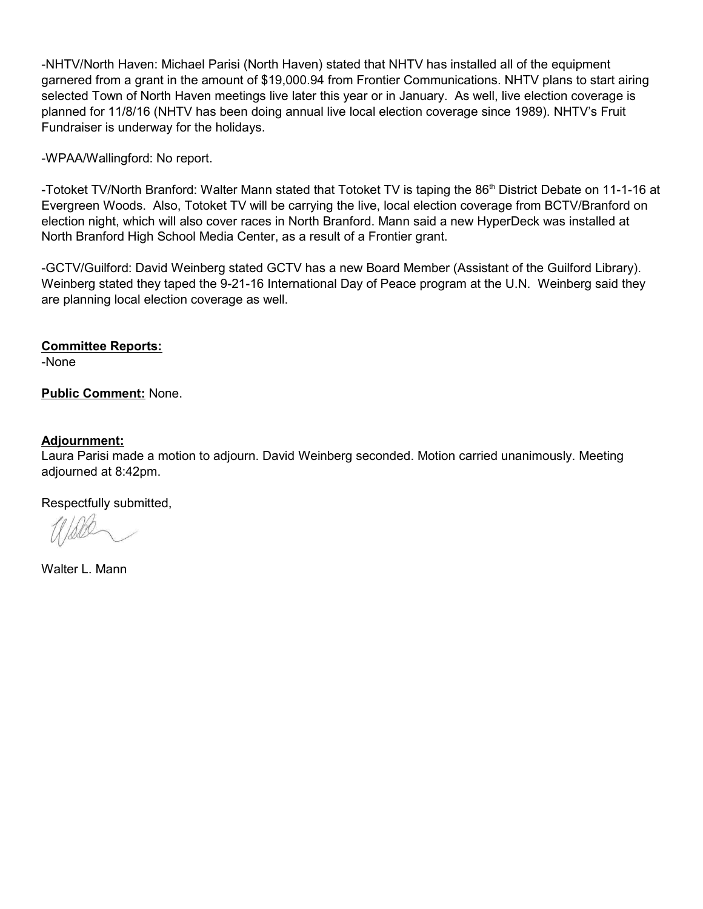-NHTV/North Haven: Michael Parisi (North Haven) stated that NHTV has installed all of the equipment garnered from a grant in the amount of $19,000.94 from Frontier Communications. NHTV plans to start airing selected Town of North Haven meetings live later this year or in January. As well, live election coverage is planned for 11/8/16 (NHTV has been doing annual live local election coverage since 1989). NHTV's Fruit Fundraiser is underway for the holidays.

-WPAA/Wallingford: No report.

-Totoket TV/North Branford: Walter Mann stated that Totoket TV is taping the 86th District Debate on 11-1-16 at Evergreen Woods. Also, Totoket TV will be carrying the live, local election coverage from BCTV/Branford on election night, which will also cover races in North Branford. Mann said a new HyperDeck was installed at North Branford High School Media Center, as a result of a Frontier grant.

-GCTV/Guilford: David Weinberg stated GCTV has a new Board Member (Assistant of the Guilford Library). Weinberg stated they taped the 9-21-16 International Day of Peace program at the U.N. Weinberg said they are planning local election coverage as well.

**Committee Reports:**
-None

**Public Comment:** None.

**Adjournment:**
Laura Parisi made a motion to adjourn. David Weinberg seconded. Motion carried unanimously. Meeting adjourned at 8:42pm.

Respectfully submitted,

Walter L. Mann